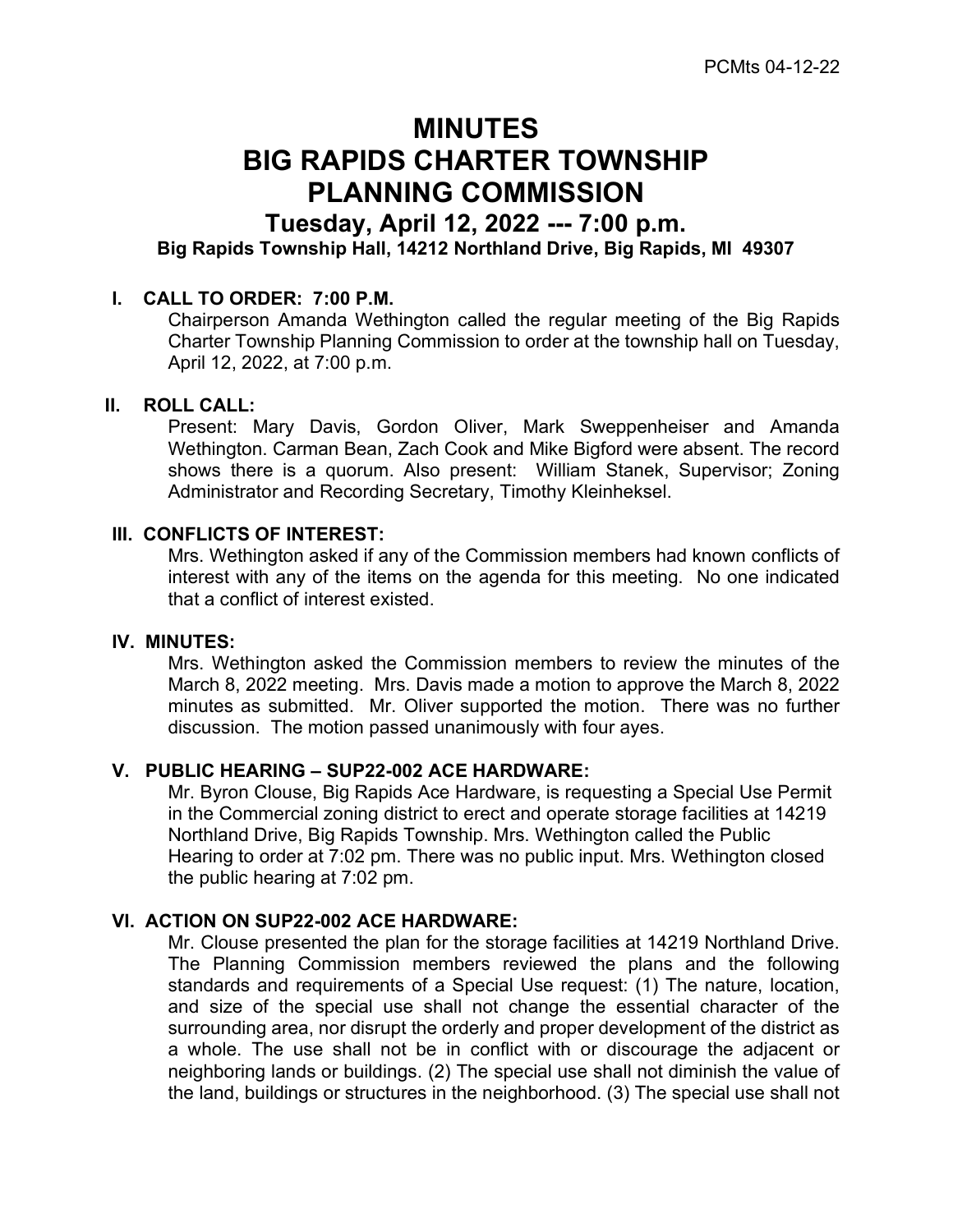# MINUTES
# BIG RAPIDS CHARTER TOWNSHIP PLANNING COMMISSION

## Tuesday, April 12, 2022 --- 7:00 p.m.

**Big Rapids Township Hall, 14212 Northland Drive, Big Rapids, MI 49307**

### I. CALL TO ORDER: 7:00 P.M.

Chairperson Amanda Wethington called the regular meeting of the Big Rapids Charter Township Planning Commission to order at the township hall on Tuesday, April 12, 2022, at 7:00 p.m.

### II. ROLL CALL:

Present: Mary Davis, Gordon Oliver, Mark Sweppenheiser and Amanda Wethington. Carman Bean, Zach Cook and Mike Bigford were absent. The record shows there is a quorum. Also present: William Stanek, Supervisor; Zoning Administrator and Recording Secretary, Timothy Kleinheksel.

### III. CONFLICTS OF INTEREST:

Mrs. Wethington asked if any of the Commission members had known conflicts of interest with any of the items on the agenda for this meeting. No one indicated that a conflict of interest existed.

### IV. MINUTES:

Mrs. Wethington asked the Commission members to review the minutes of the March 8, 2022 meeting. Mrs. Davis made a motion to approve the March 8, 2022 minutes as submitted. Mr. Oliver supported the motion. There was no further discussion. The motion passed unanimously with four ayes.

### V. PUBLIC HEARING – SUP22-002 ACE HARDWARE:

Mr. Byron Clouse, Big Rapids Ace Hardware, is requesting a Special Use Permit in the Commercial zoning district to erect and operate storage facilities at 14219 Northland Drive, Big Rapids Township. Mrs. Wethington called the Public Hearing to order at 7:02 pm. There was no public input. Mrs. Wethington closed the public hearing at 7:02 pm.

### VI. ACTION ON SUP22-002 ACE HARDWARE:

Mr. Clouse presented the plan for the storage facilities at 14219 Northland Drive. The Planning Commission members reviewed the plans and the following standards and requirements of a Special Use request: (1) The nature, location, and size of the special use shall not change the essential character of the surrounding area, nor disrupt the orderly and proper development of the district as a whole. The use shall not be in conflict with or discourage the adjacent or neighboring lands or buildings. (2) The special use shall not diminish the value of the land, buildings or structures in the neighborhood. (3) The special use shall not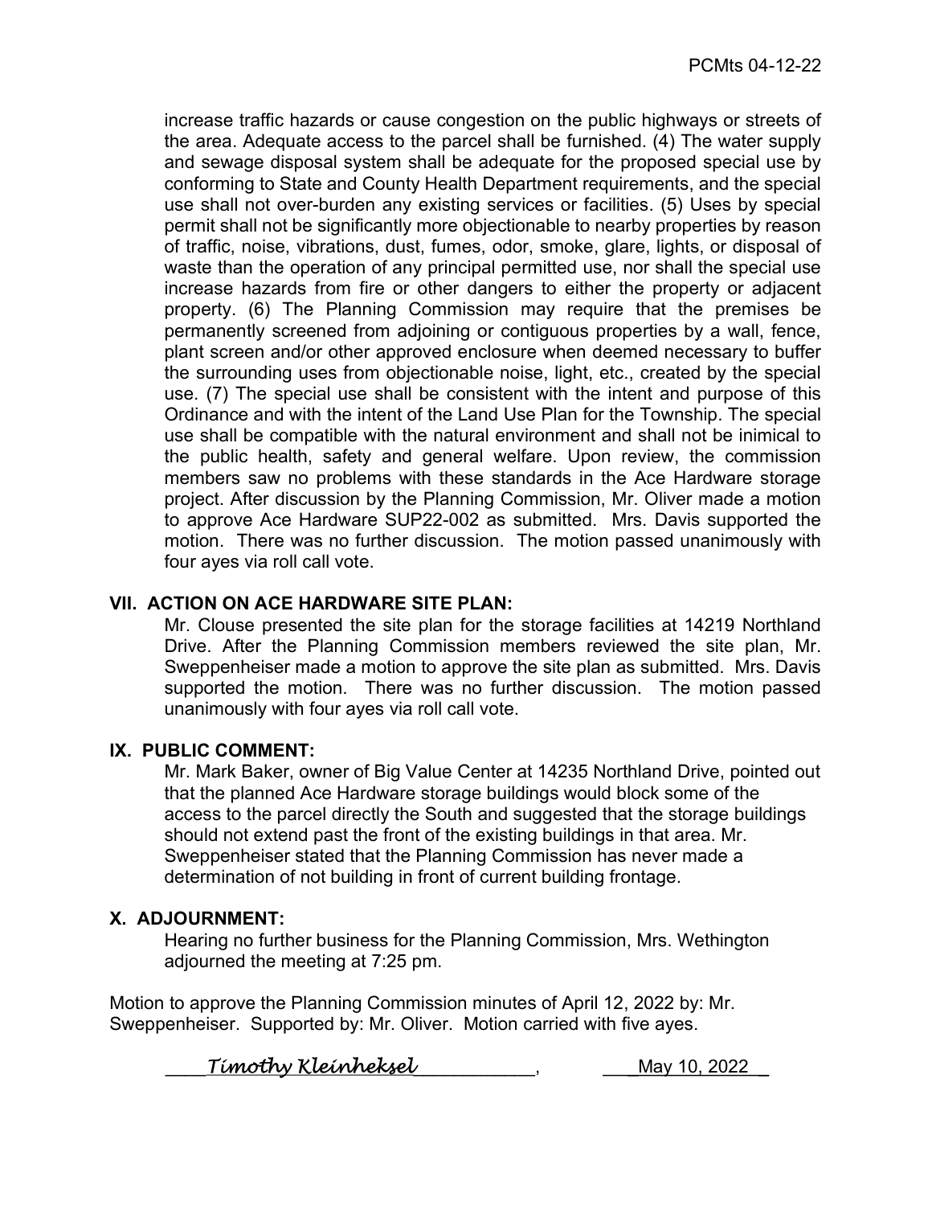increase traffic hazards or cause congestion on the public highways or streets of the area. Adequate access to the parcel shall be furnished. (4) The water supply and sewage disposal system shall be adequate for the proposed special use by conforming to State and County Health Department requirements, and the special use shall not over-burden any existing services or facilities. (5) Uses by special permit shall not be significantly more objectionable to nearby properties by reason of traffic, noise, vibrations, dust, fumes, odor, smoke, glare, lights, or disposal of waste than the operation of any principal permitted use, nor shall the special use increase hazards from fire or other dangers to either the property or adjacent property. (6) The Planning Commission may require that the premises be permanently screened from adjoining or contiguous properties by a wall, fence, plant screen and/or other approved enclosure when deemed necessary to buffer the surrounding uses from objectionable noise, light, etc., created by the special use. (7) The special use shall be consistent with the intent and purpose of this Ordinance and with the intent of the Land Use Plan for the Township. The special use shall be compatible with the natural environment and shall not be inimical to the public health, safety and general welfare. Upon review, the commission members saw no problems with these standards in the Ace Hardware storage project. After discussion by the Planning Commission, Mr. Oliver made a motion to approve Ace Hardware SUP22-002 as submitted. Mrs. Davis supported the motion. There was no further discussion. The motion passed unanimously with four ayes via roll call vote.

**VII. ACTION ON ACE HARDWARE SITE PLAN:**

Mr. Clouse presented the site plan for the storage facilities at 14219 Northland Drive. After the Planning Commission members reviewed the site plan, Mr. Sweppenheiser made a motion to approve the site plan as submitted. Mrs. Davis supported the motion. There was no further discussion. The motion passed unanimously with four ayes via roll call vote.

**IX. PUBLIC COMMENT:**

Mr. Mark Baker, owner of Big Value Center at 14235 Northland Drive, pointed out that the planned Ace Hardware storage buildings would block some of the access to the parcel directly the South and suggested that the storage buildings should not extend past the front of the existing buildings in that area. Mr. Sweppenheiser stated that the Planning Commission has never made a determination of not building in front of current building frontage.

**X. ADJOURNMENT:**

Hearing no further business for the Planning Commission, Mrs. Wethington adjourned the meeting at 7:25 pm.

Motion to approve the Planning Commission minutes of April 12, 2022 by: Mr. Sweppenheiser. Supported by: Mr. Oliver. Motion carried with five ayes.

____*Timothy Kleinheksel*____________, ___May 10, 2022_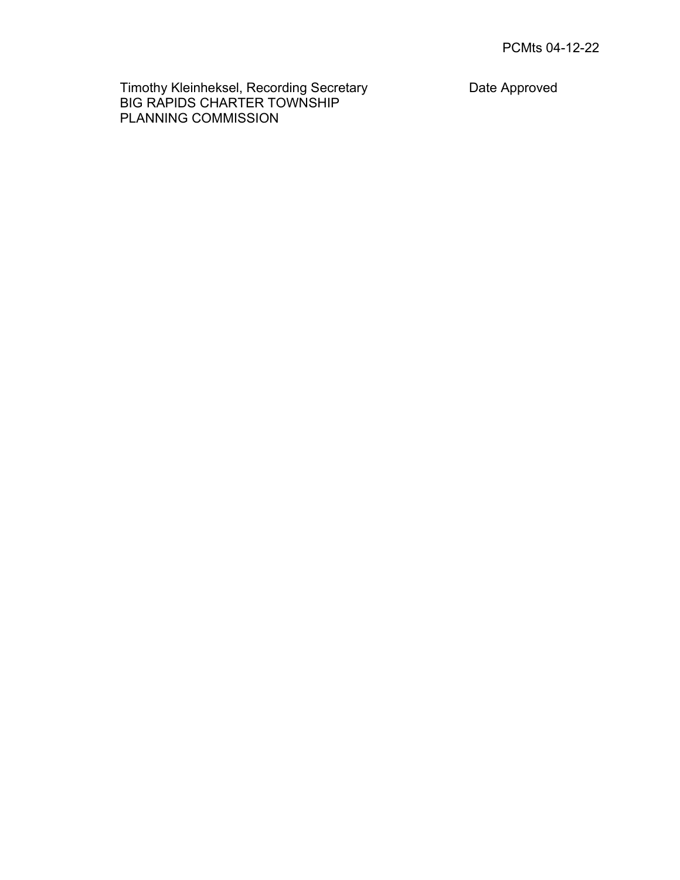Timothy Kleinheksel, Recording Secretary          Date Approved
BIG RAPIDS CHARTER TOWNSHIP
PLANNING COMMISSION